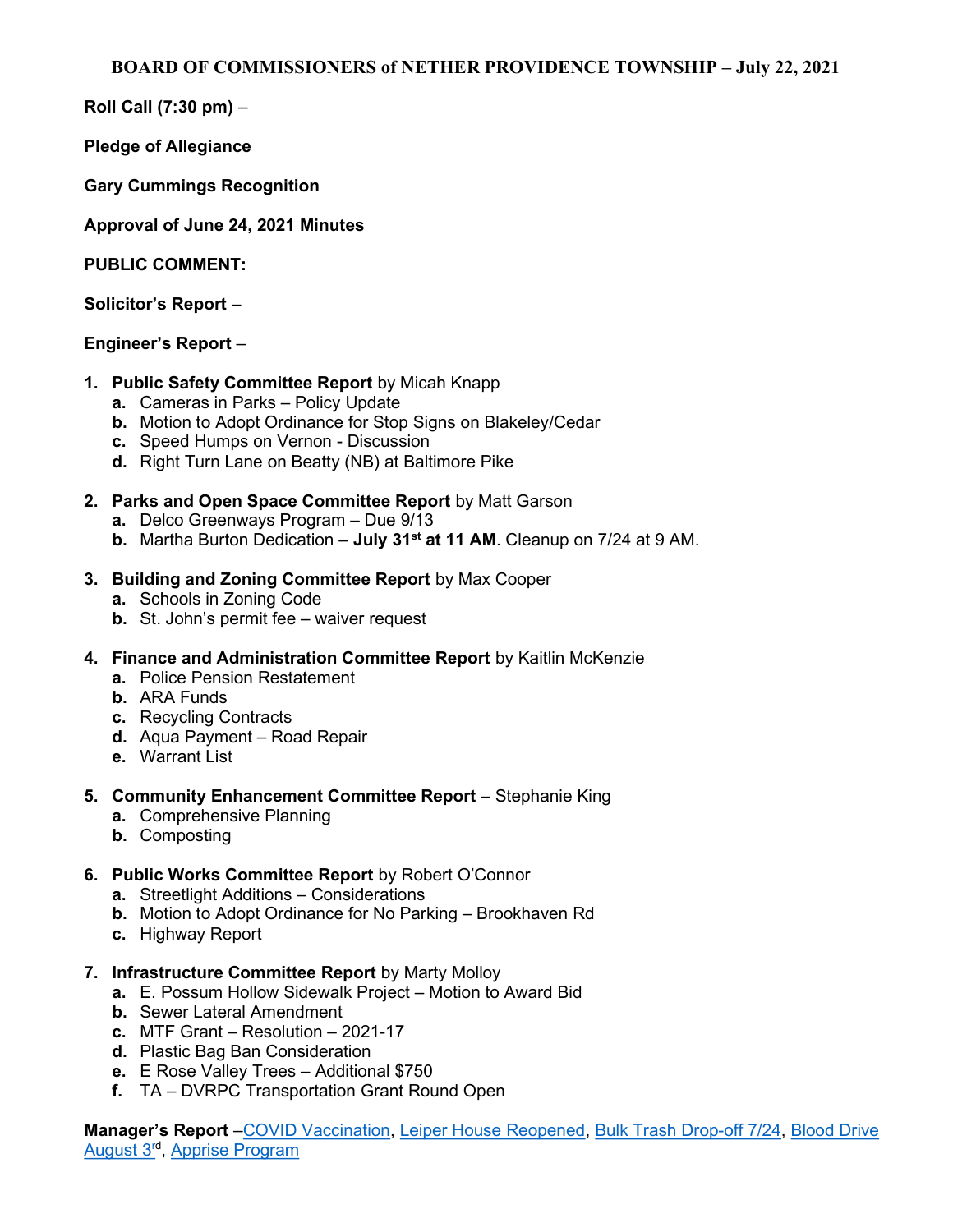# BOARD OF COMMISSIONERS of NETHER PROVIDENCE TOWNSHIP – July 22, 2021

**Roll Call (7:30 pm)** –

**Pledge of Allegiance**

**Gary Cummings Recognition**

**Approval of June 24, 2021 Minutes**

**PUBLIC COMMENT:**

**Solicitor's Report** –

**Engineer's Report** –

1. **Public Safety Committee Report** by Micah Knapp
   a. Cameras in Parks – Policy Update
   b. Motion to Adopt Ordinance for Stop Signs on Blakeley/Cedar
   c. Speed Humps on Vernon - Discussion
   d. Right Turn Lane on Beatty (NB) at Baltimore Pike

2. **Parks and Open Space Committee Report** by Matt Garson
   a. Delco Greenways Program – Due 9/13
   b. Martha Burton Dedication – **July 31st at 11 AM**. Cleanup on 7/24 at 9 AM.

3. **Building and Zoning Committee Report** by Max Cooper
   a. Schools in Zoning Code
   b. St. John's permit fee – waiver request

4. **Finance and Administration Committee Report** by Kaitlin McKenzie
   a. Police Pension Restatement
   b. ARA Funds
   c. Recycling Contracts
   d. Aqua Payment – Road Repair
   e. Warrant List

5. **Community Enhancement Committee Report** – Stephanie King
   a. Comprehensive Planning
   b. Composting

6. **Public Works Committee Report** by Robert O'Connor
   a. Streetlight Additions – Considerations
   b. Motion to Adopt Ordinance for No Parking – Brookhaven Rd
   c. Highway Report

7. **Infrastructure Committee Report** by Marty Molloy
   a. E. Possum Hollow Sidewalk Project – Motion to Award Bid
   b. Sewer Lateral Amendment
   c. MTF Grant – Resolution – 2021-17
   d. Plastic Bag Ban Consideration
   e. E Rose Valley Trees – Additional $750
   f. TA – DVRPC Transportation Grant Round Open

**Manager's Report** –COVID Vaccination, Leiper House Reopened, Bulk Trash Drop-off 7/24, Blood Drive August 3rd, Apprise Program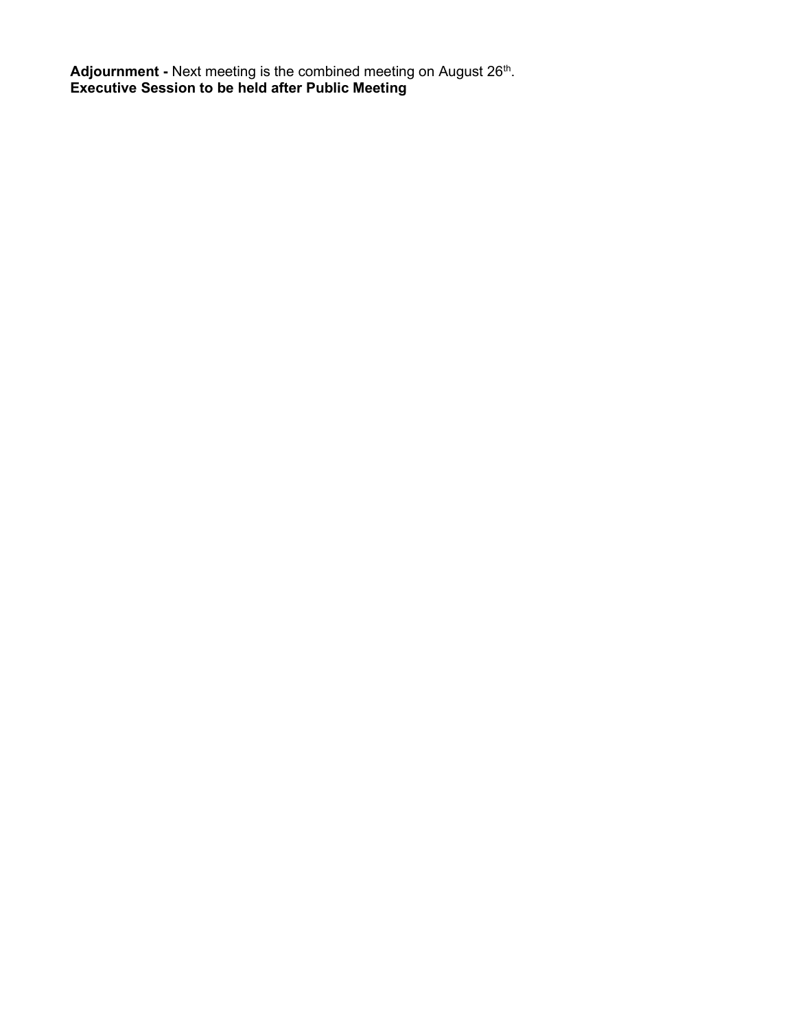**Adjournment -** Next meeting is the combined meeting on August 26th.
**Executive Session to be held after Public Meeting**